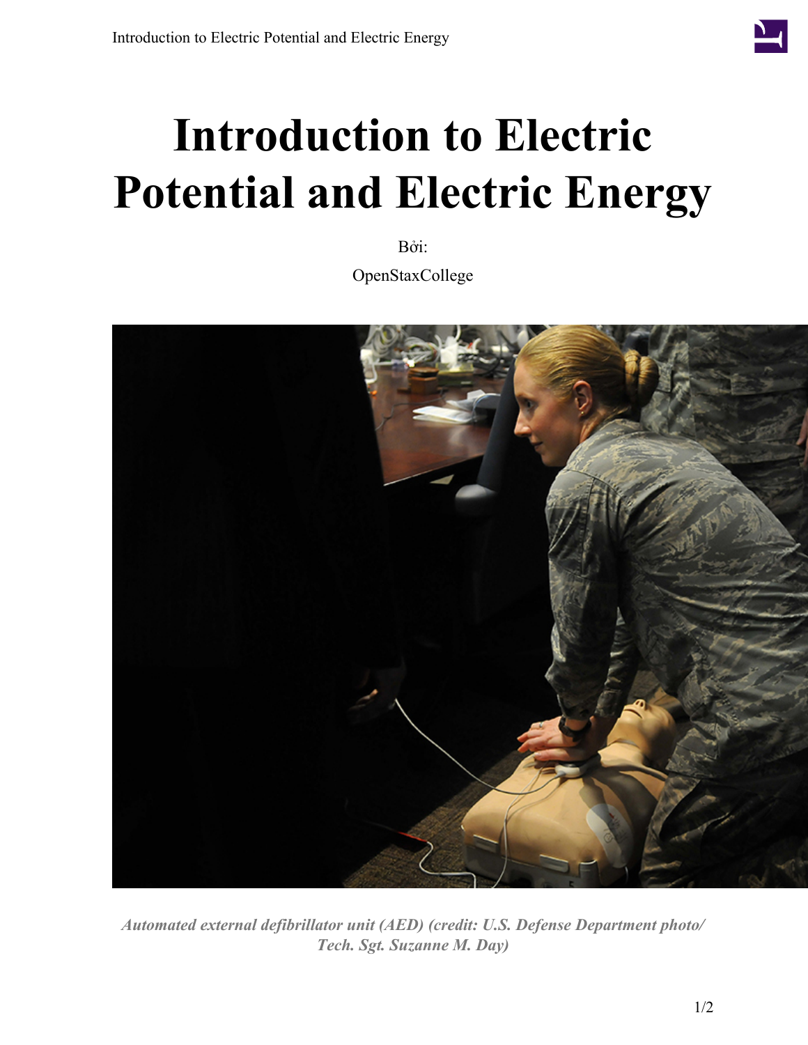# Introduction to Electric Potential and Electric Energy

Bởi:

OpenStaxCollege

*Automated external defibrillator unit (AED) (credit: U.S. Defense Department photo/ Tech. Sgt. Suzanne M. Day)*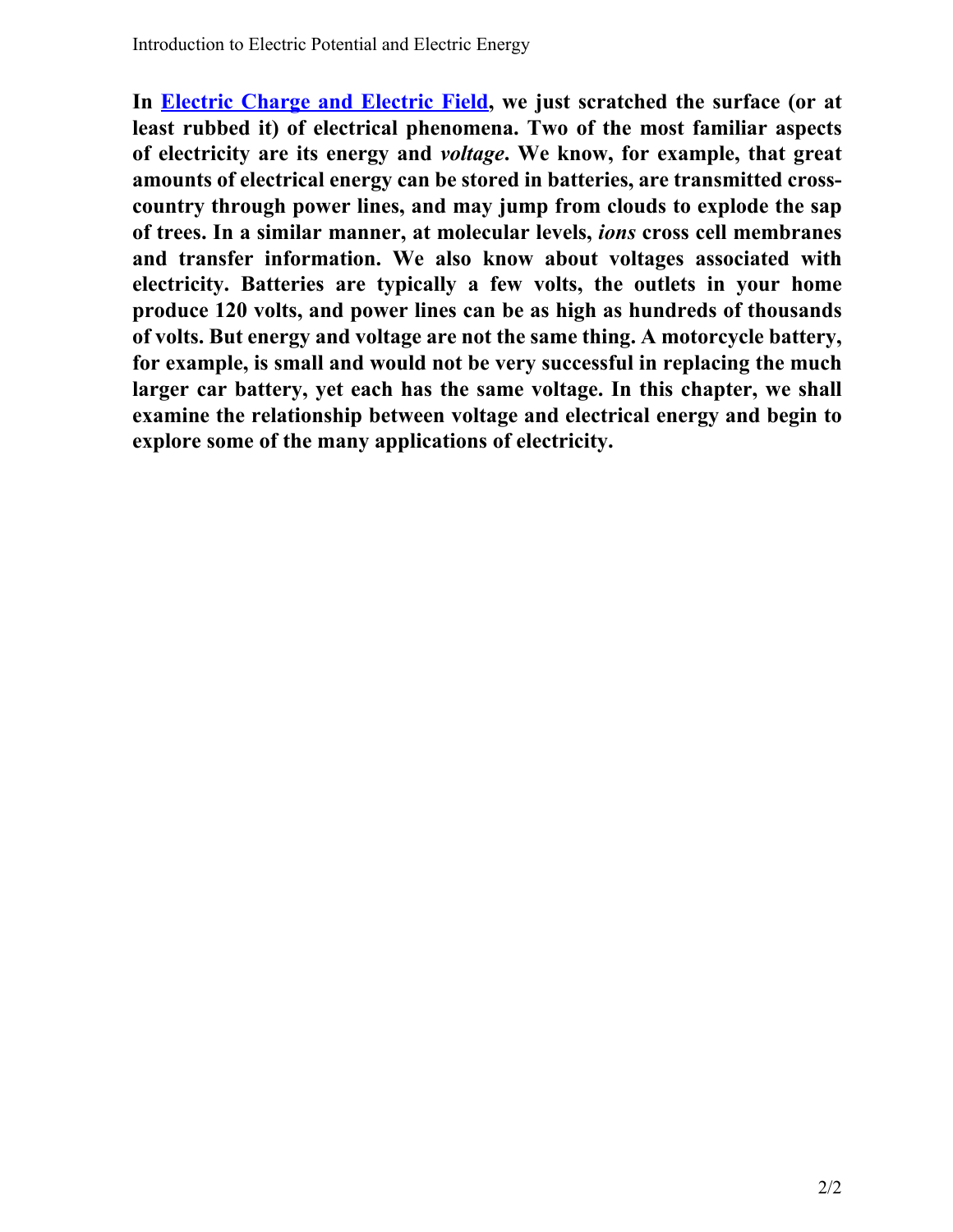**In Electric Charge and Electric Field, we just scratched the surface (or at least rubbed it) of electrical phenomena. Two of the most familiar aspects of electricity are its energy and *voltage*. We know, for example, that great amounts of electrical energy can be stored in batteries, are transmitted cross-country through power lines, and may jump from clouds to explode the sap of trees. In a similar manner, at molecular levels, *ions* cross cell membranes and transfer information. We also know about voltages associated with electricity. Batteries are typically a few volts, the outlets in your home produce 120 volts, and power lines can be as high as hundreds of thousands of volts. But energy and voltage are not the same thing. A motorcycle battery, for example, is small and would not be very successful in replacing the much larger car battery, yet each has the same voltage. In this chapter, we shall examine the relationship between voltage and electrical energy and begin to explore some of the many applications of electricity.**